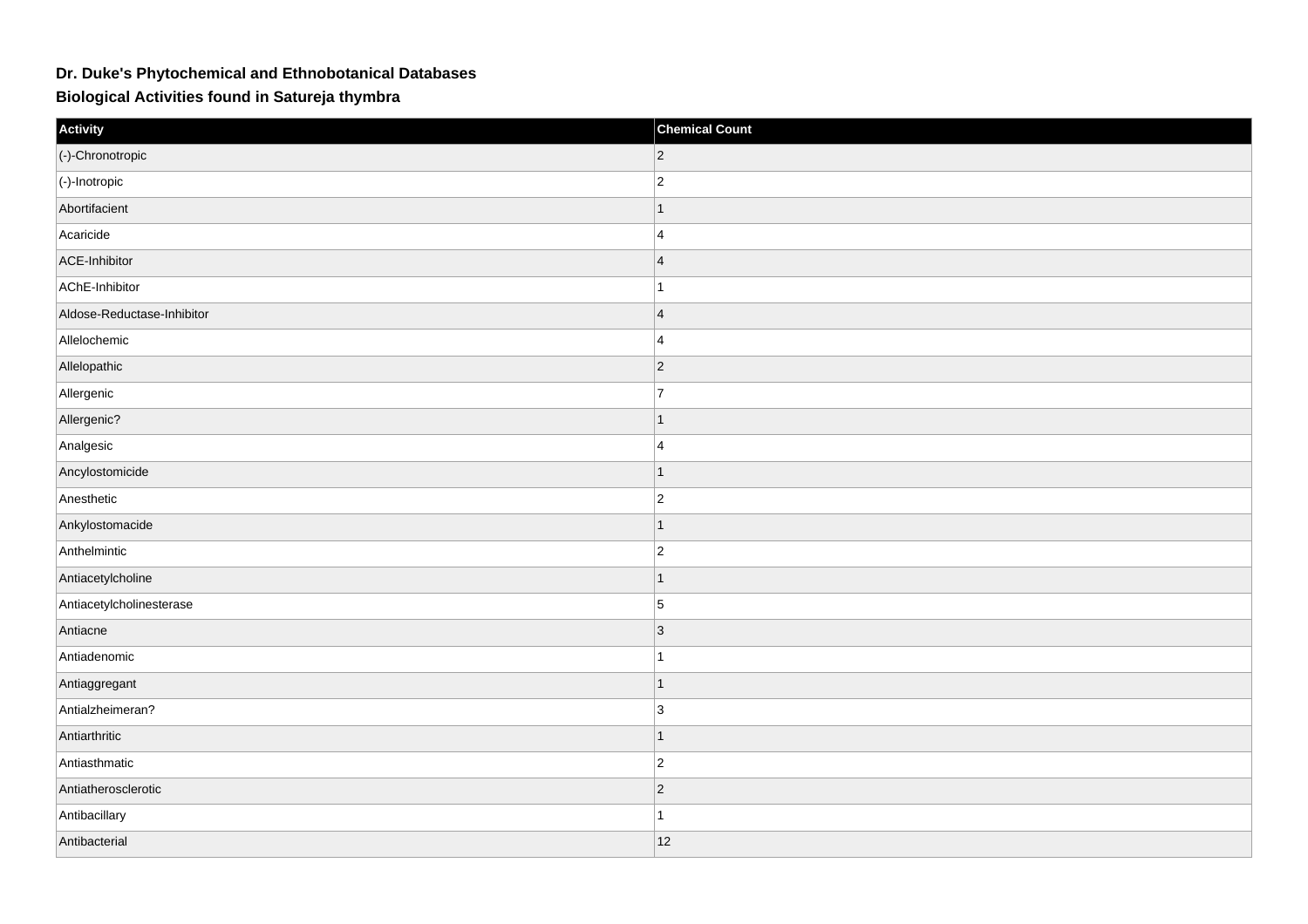# Dr. Duke's Phytochemical and Ethnobotanical Databases

## Biological Activities found in Satureja thymbra

| Activity | Chemical Count |
| --- | --- |
| (-)-Chronotropic | 2 |
| (-)-Inotropic | 2 |
| Abortifacient | 1 |
| Acaricide | 4 |
| ACE-Inhibitor | 4 |
| AChE-Inhibitor | 1 |
| Aldose-Reductase-Inhibitor | 4 |
| Allelochemic | 4 |
| Allelopathic | 2 |
| Allergenic | 7 |
| Allergenic? | 1 |
| Analgesic | 4 |
| Ancylostomicide | 1 |
| Anesthetic | 2 |
| Ankylostomacide | 1 |
| Anthelmintic | 2 |
| Antiacetylcholine | 1 |
| Antiacetylcholinesterase | 5 |
| Antiacne | 3 |
| Antiadenomic | 1 |
| Antiaggregant | 1 |
| Antialzheimeran? | 3 |
| Antiarthritic | 1 |
| Antiasthmatic | 2 |
| Antiatherosclerotic | 2 |
| Antibacillary | 1 |
| Antibacterial | 12 |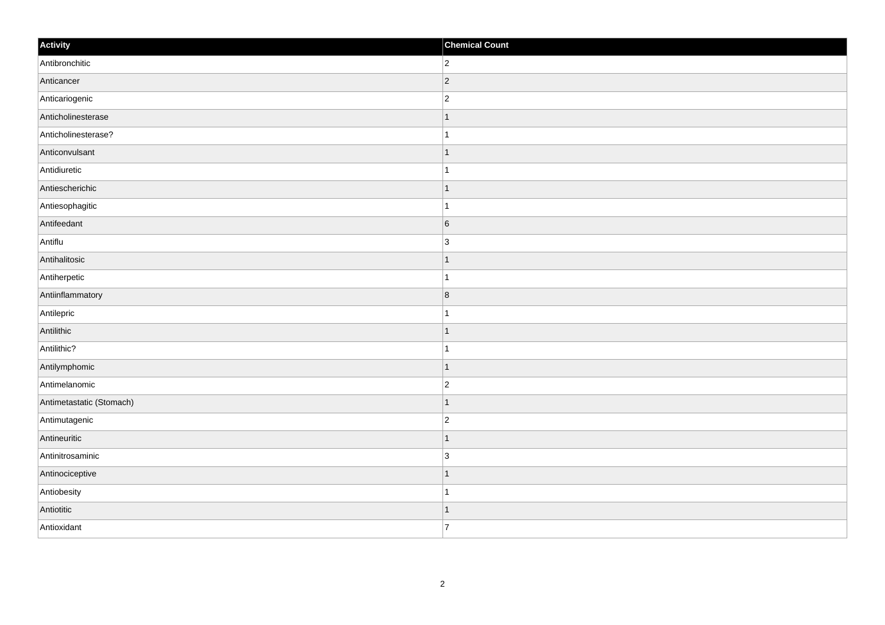| Activity | Chemical Count |
| --- | --- |
| Antibronchitic | 2 |
| Anticancer | 2 |
| Anticariogenic | 2 |
| Anticholinesterase | 1 |
| Anticholinesterase? | 1 |
| Anticonvulsant | 1 |
| Antidiuretic | 1 |
| Antiescherichic | 1 |
| Antiesophagitic | 1 |
| Antifeedant | 6 |
| Antiflu | 3 |
| Antihalitosic | 1 |
| Antiherpetic | 1 |
| Antiinflammatory | 8 |
| Antilepric | 1 |
| Antilithic | 1 |
| Antilithic? | 1 |
| Antilymphomic | 1 |
| Antimelanomic | 2 |
| Antimetastatic (Stomach) | 1 |
| Antimutagenic | 2 |
| Antineuritic | 1 |
| Antinitrosaminic | 3 |
| Antinociceptive | 1 |
| Antiobesity | 1 |
| Antiotitic | 1 |
| Antioxidant | 7 |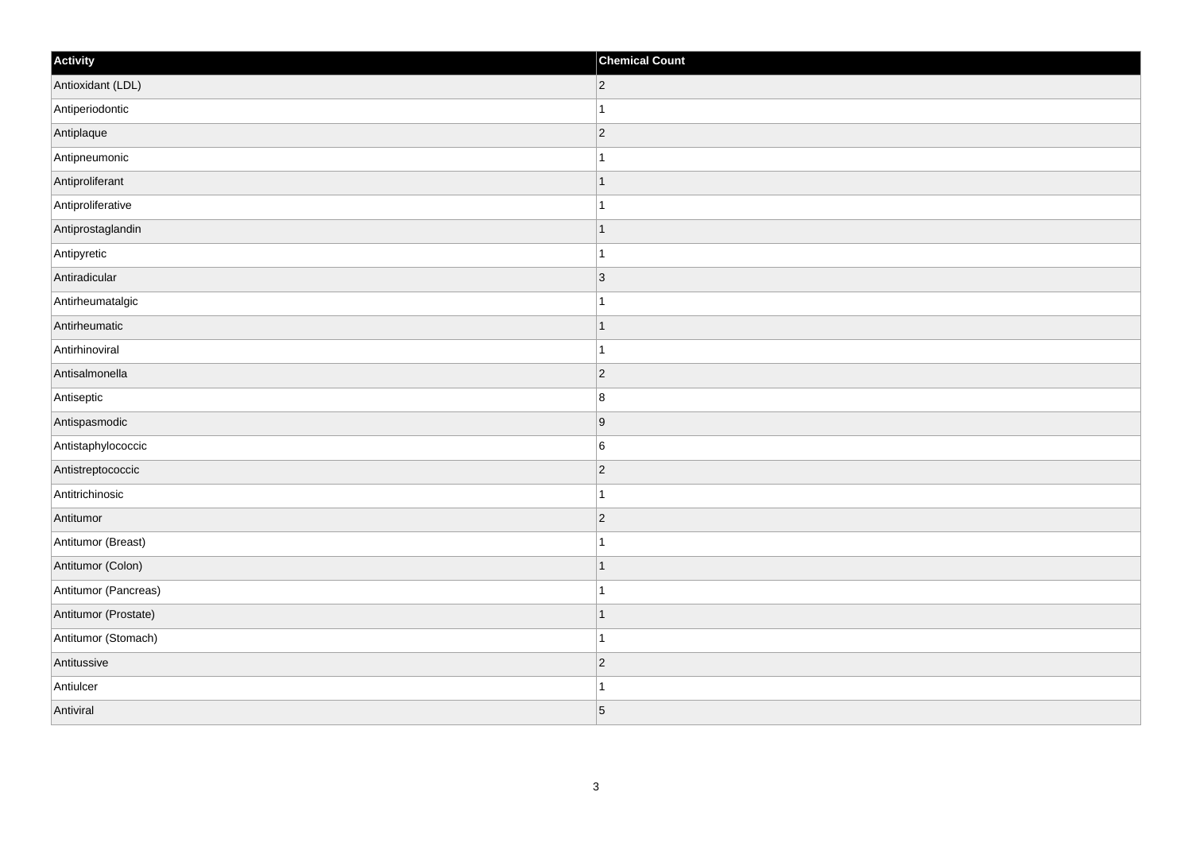| Activity | Chemical Count |
| --- | --- |
| Antioxidant (LDL) | 2 |
| Antiperiodontic | 1 |
| Antiplaque | 2 |
| Antipneumonic | 1 |
| Antiproliferant | 1 |
| Antiproliferative | 1 |
| Antiprostaglandin | 1 |
| Antipyretic | 1 |
| Antiradicular | 3 |
| Antirheumatalgic | 1 |
| Antirheumatic | 1 |
| Antirhinoviral | 1 |
| Antisalmonella | 2 |
| Antiseptic | 8 |
| Antispasmodic | 9 |
| Antistaphylococcic | 6 |
| Antistreptococcic | 2 |
| Antitrichinosic | 1 |
| Antitumor | 2 |
| Antitumor (Breast) | 1 |
| Antitumor (Colon) | 1 |
| Antitumor (Pancreas) | 1 |
| Antitumor (Prostate) | 1 |
| Antitumor (Stomach) | 1 |
| Antitussive | 2 |
| Antiulcer | 1 |
| Antiviral | 5 |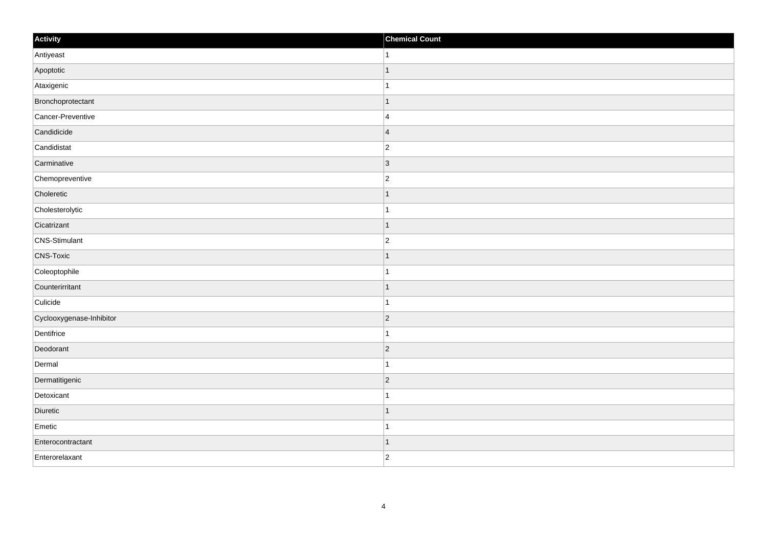| Activity | Chemical Count |
| --- | --- |
| Antiyeast | 1 |
| Apoptotic | 1 |
| Ataxigenic | 1 |
| Bronchoprotectant | 1 |
| Cancer-Preventive | 4 |
| Candidicide | 4 |
| Candidistat | 2 |
| Carminative | 3 |
| Chemopreventive | 2 |
| Choleretic | 1 |
| Cholesterolytic | 1 |
| Cicatrizant | 1 |
| CNS-Stimulant | 2 |
| CNS-Toxic | 1 |
| Coleoptophile | 1 |
| Counterirritant | 1 |
| Culicide | 1 |
| Cyclooxygenase-Inhibitor | 2 |
| Dentifrice | 1 |
| Deodorant | 2 |
| Dermal | 1 |
| Dermatitigenic | 2 |
| Detoxicant | 1 |
| Diuretic | 1 |
| Emetic | 1 |
| Enterocontractant | 1 |
| Enterorelaxant | 2 |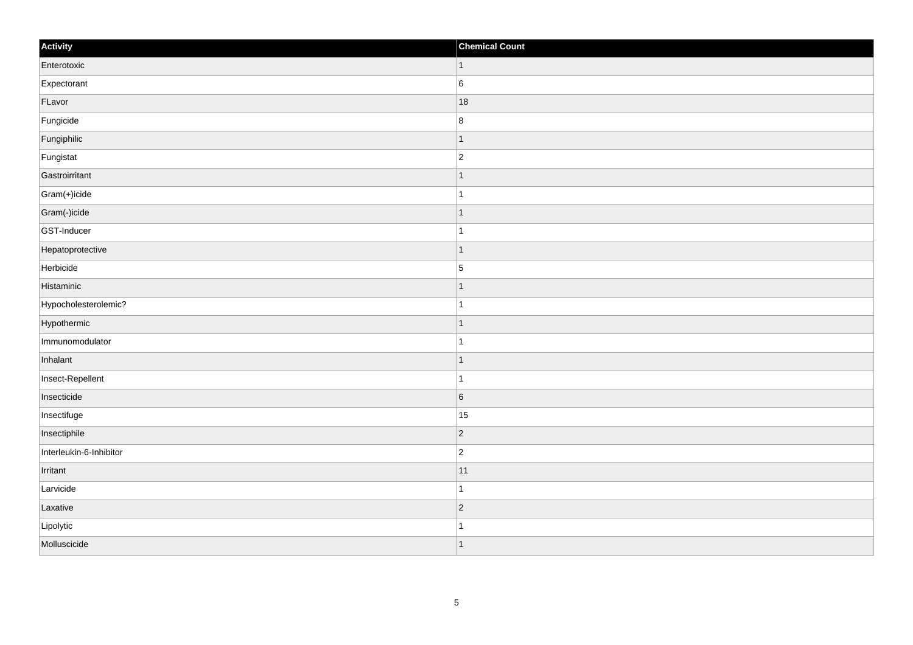| Activity | Chemical Count |
| --- | --- |
| Enterotoxic | 1 |
| Expectorant | 6 |
| FLavor | 18 |
| Fungicide | 8 |
| Fungiphilic | 1 |
| Fungistat | 2 |
| Gastroirritant | 1 |
| Gram(+)icide | 1 |
| Gram(-)icide | 1 |
| GST-Inducer | 1 |
| Hepatoprotective | 1 |
| Herbicide | 5 |
| Histaminic | 1 |
| Hypocholesterolemic? | 1 |
| Hypothermic | 1 |
| Immunomodulator | 1 |
| Inhalant | 1 |
| Insect-Repellent | 1 |
| Insecticide | 6 |
| Insectifuge | 15 |
| Insectiphile | 2 |
| Interleukin-6-Inhibitor | 2 |
| Irritant | 11 |
| Larvicide | 1 |
| Laxative | 2 |
| Lipolytic | 1 |
| Molluscicide | 1 |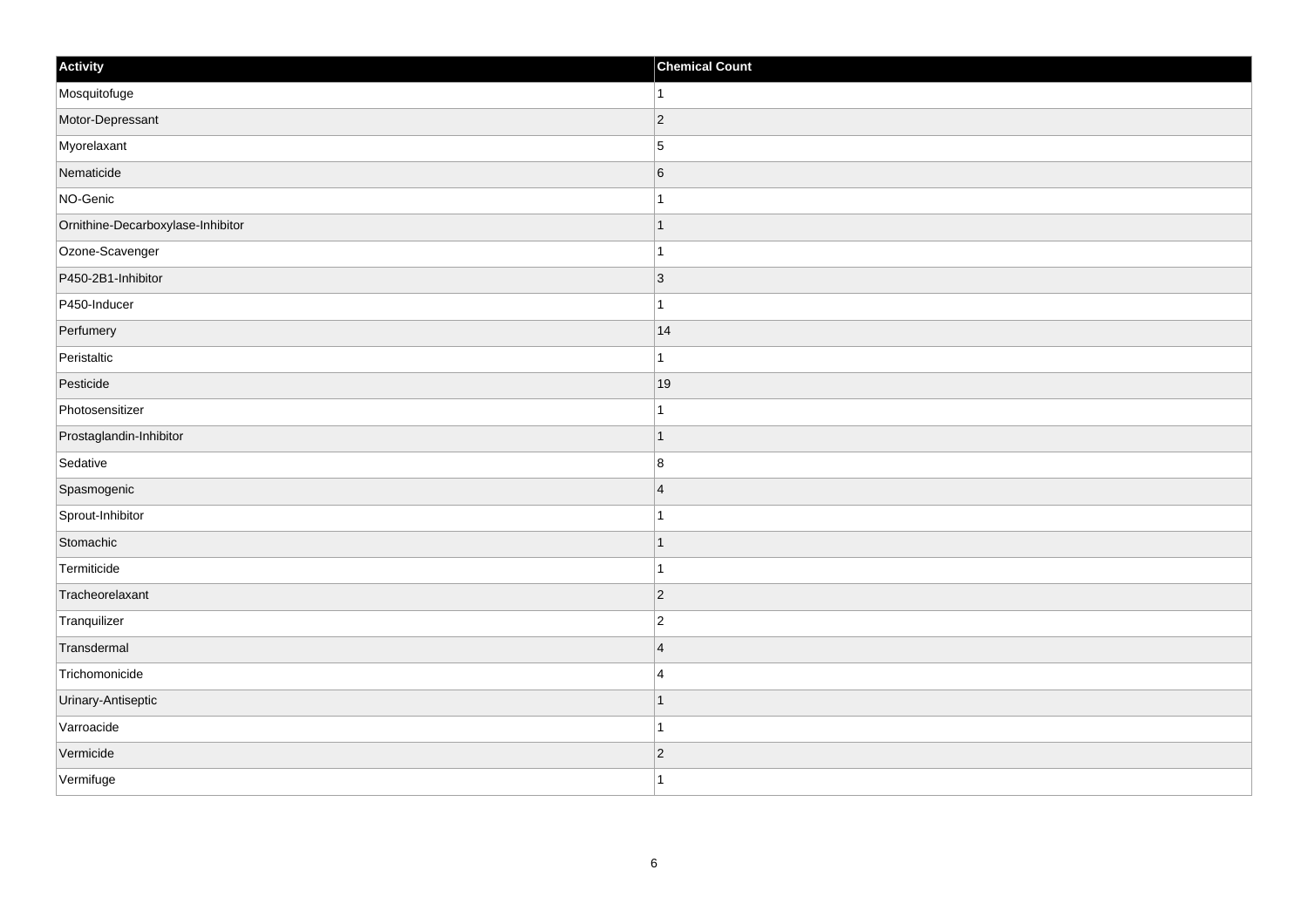| Activity | Chemical Count |
| --- | --- |
| Mosquitofuge | 1 |
| Motor-Depressant | 2 |
| Myorelaxant | 5 |
| Nematicide | 6 |
| NO-Genic | 1 |
| Ornithine-Decarboxylase-Inhibitor | 1 |
| Ozone-Scavenger | 1 |
| P450-2B1-Inhibitor | 3 |
| P450-Inducer | 1 |
| Perfumery | 14 |
| Peristaltic | 1 |
| Pesticide | 19 |
| Photosensitizer | 1 |
| Prostaglandin-Inhibitor | 1 |
| Sedative | 8 |
| Spasmogenic | 4 |
| Sprout-Inhibitor | 1 |
| Stomachic | 1 |
| Termiticide | 1 |
| Tracheorelaxant | 2 |
| Tranquilizer | 2 |
| Transdermal | 4 |
| Trichomonicide | 4 |
| Urinary-Antiseptic | 1 |
| Varroacide | 1 |
| Vermicide | 2 |
| Vermifuge | 1 |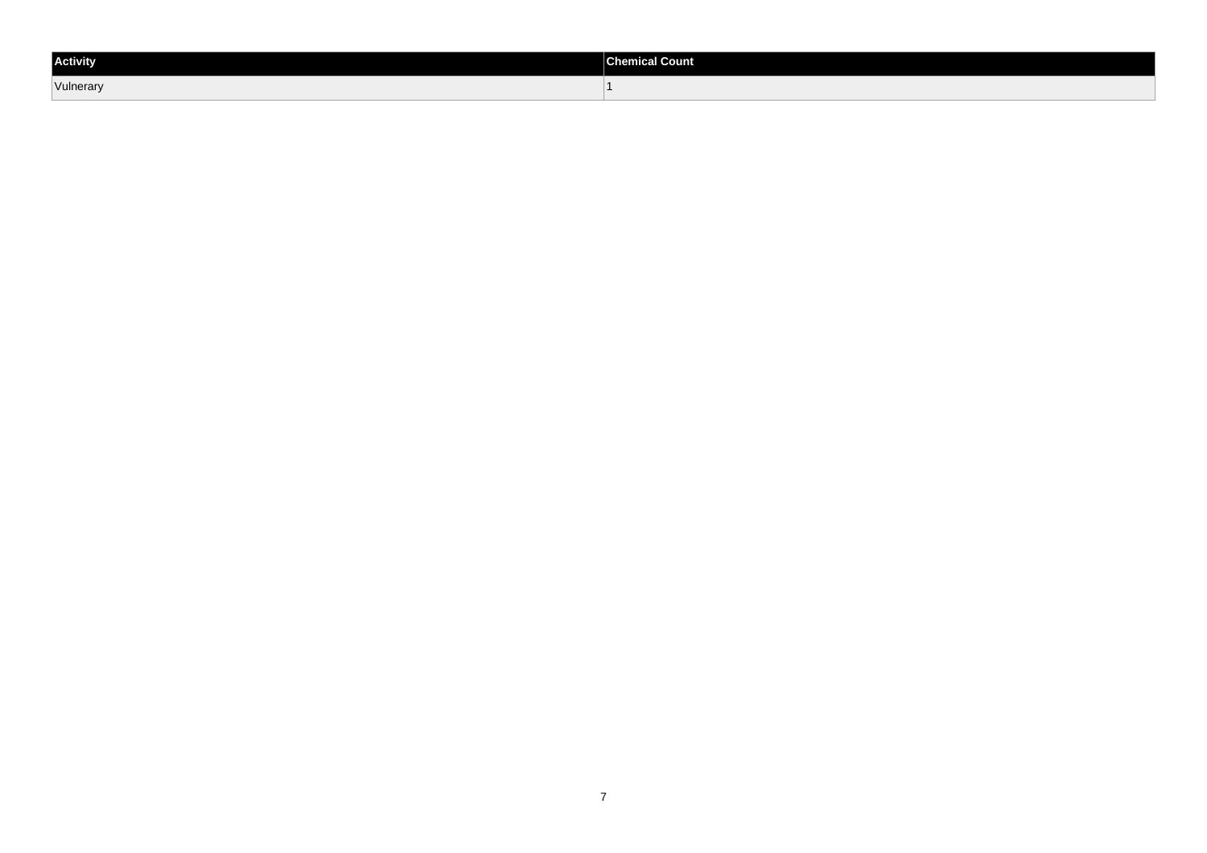| Activity | Chemical Count |
|---|---|
| Vulnerary | 1 |